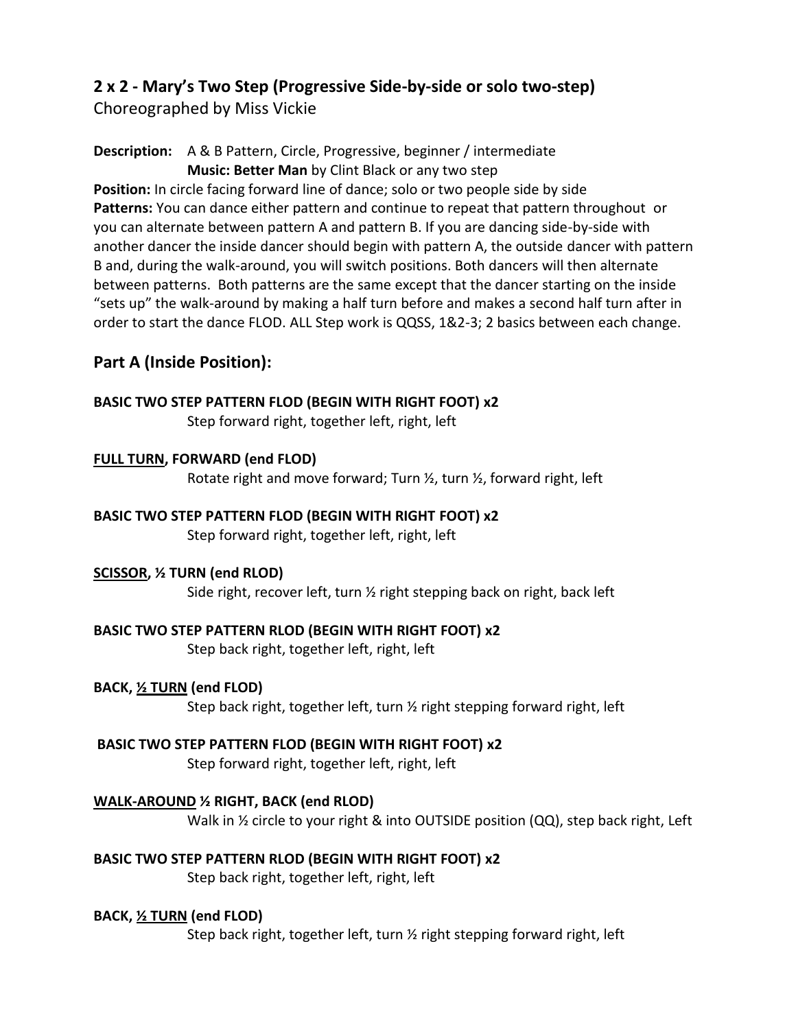## 2 x 2 - Mary's Two Step (Progressive Side-by-side or solo two-step)

Choreographed by Miss Vickie

**Description:** A & B Pattern, Circle, Progressive, beginner / intermediate
**Music: Better Man** by Clint Black or any two step

**Position:** In circle facing forward line of dance; solo or two people side by side

**Patterns:** You can dance either pattern and continue to repeat that pattern throughout or you can alternate between pattern A and pattern B. If you are dancing side-by-side with another dancer the inside dancer should begin with pattern A, the outside dancer with pattern B and, during the walk-around, you will switch positions. Both dancers will then alternate between patterns. Both patterns are the same except that the dancer starting on the inside "sets up" the walk-around by making a half turn before and makes a second half turn after in order to start the dance FLOD. ALL Step work is QQSS, 1&2-3; 2 basics between each change.

## Part A (Inside Position):

**BASIC TWO STEP PATTERN FLOD (BEGIN WITH RIGHT FOOT) x2**
Step forward right, together left, right, left

**<u>FULL TURN</u>, FORWARD (end FLOD)**
Rotate right and move forward; Turn ½, turn ½, forward right, left

**BASIC TWO STEP PATTERN FLOD (BEGIN WITH RIGHT FOOT) x2**
Step forward right, together left, right, left

**<u>SCISSOR</u>, ½ TURN (end RLOD)**
Side right, recover left, turn ½ right stepping back on right, back left

**BASIC TWO STEP PATTERN RLOD (BEGIN WITH RIGHT FOOT) x2**
Step back right, together left, right, left

**BACK, <u>½ TURN</u> (end FLOD)**
Step back right, together left, turn ½ right stepping forward right, left

**BASIC TWO STEP PATTERN FLOD (BEGIN WITH RIGHT FOOT) x2**
Step forward right, together left, right, left

**<u>WALK-AROUND</u> ½ RIGHT, BACK (end RLOD)**
Walk in ½ circle to your right & into OUTSIDE position (QQ), step back right, Left

**BASIC TWO STEP PATTERN RLOD (BEGIN WITH RIGHT FOOT) x2**
Step back right, together left, right, left

**BACK, <u>½ TURN</u> (end FLOD)**
Step back right, together left, turn ½ right stepping forward right, left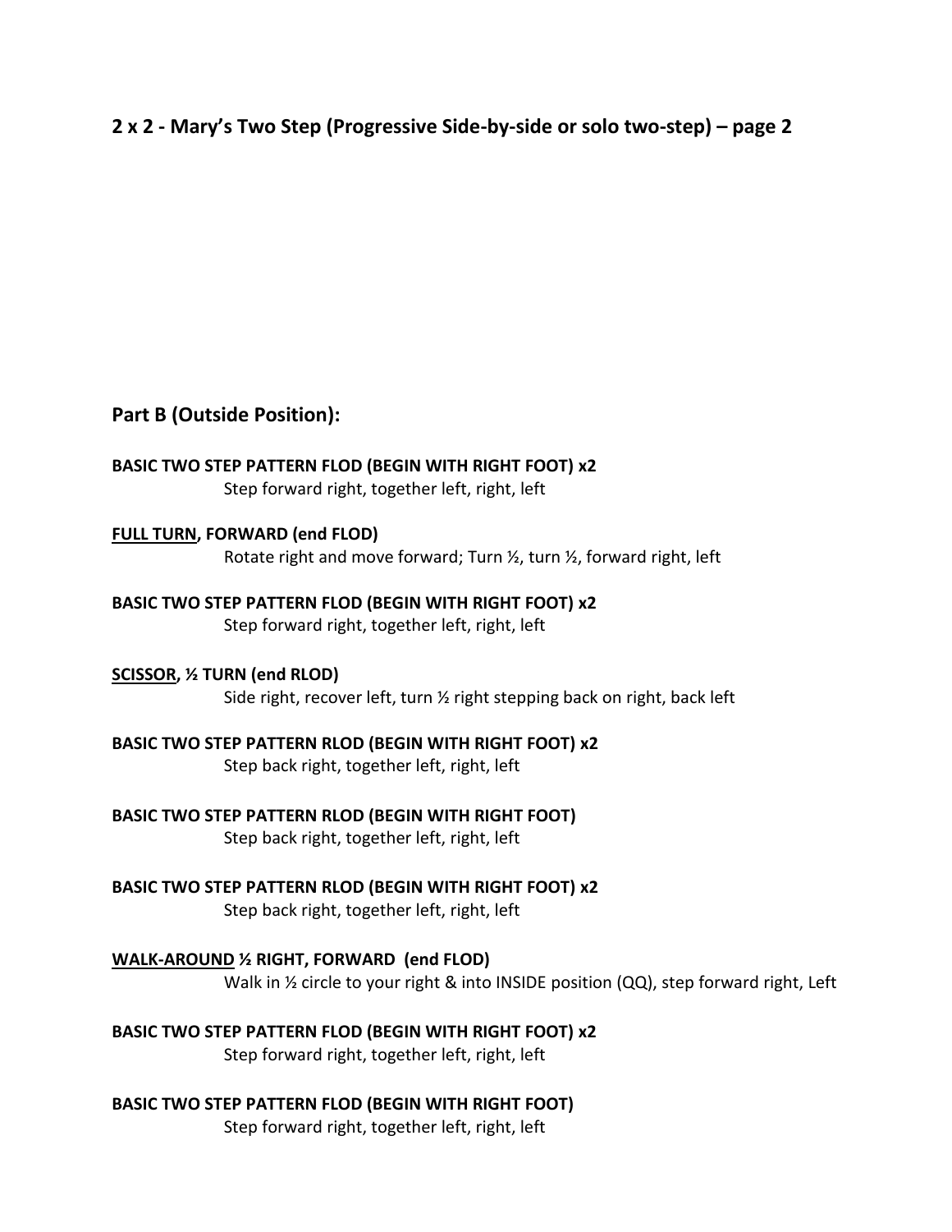## 2 x 2 - Mary's Two Step (Progressive Side-by-side or solo two-step) – page 2

## Part B (Outside Position):

**BASIC TWO STEP PATTERN FLOD (BEGIN WITH RIGHT FOOT) x2**
Step forward right, together left, right, left

**<u>FULL TURN</u>, FORWARD (end FLOD)**
Rotate right and move forward; Turn ½, turn ½, forward right, left

**BASIC TWO STEP PATTERN FLOD (BEGIN WITH RIGHT FOOT) x2**
Step forward right, together left, right, left

**<u>SCISSOR</u>, ½ TURN (end RLOD)**
Side right, recover left, turn ½ right stepping back on right, back left

**BASIC TWO STEP PATTERN RLOD (BEGIN WITH RIGHT FOOT) x2**
Step back right, together left, right, left

**BASIC TWO STEP PATTERN RLOD (BEGIN WITH RIGHT FOOT)**
Step back right, together left, right, left

**BASIC TWO STEP PATTERN RLOD (BEGIN WITH RIGHT FOOT) x2**
Step back right, together left, right, left

**<u>WALK-AROUND</u> ½ RIGHT, FORWARD (end FLOD)**
Walk in ½ circle to your right & into INSIDE position (QQ), step forward right, Left

**BASIC TWO STEP PATTERN FLOD (BEGIN WITH RIGHT FOOT) x2**
Step forward right, together left, right, left

**BASIC TWO STEP PATTERN FLOD (BEGIN WITH RIGHT FOOT)**
Step forward right, together left, right, left